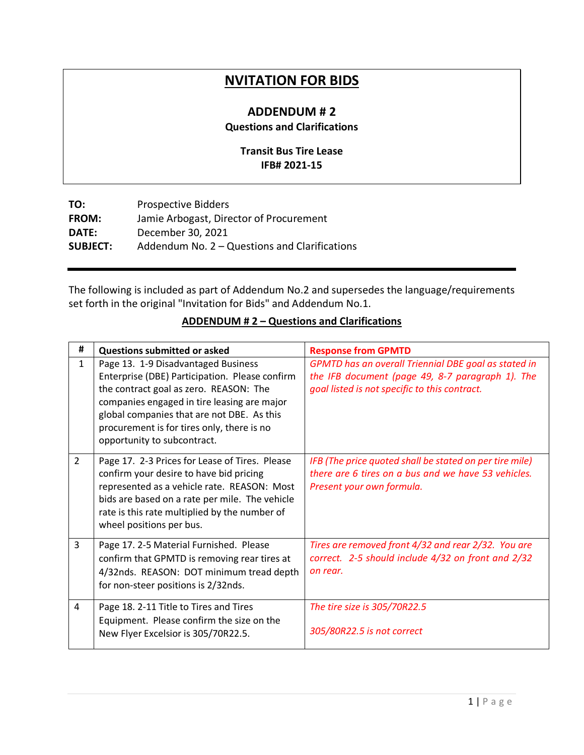# NVITATION FOR BIDS

## ADDENDUM # 2

**Questions and Clarifications**

**Transit Bus Tire Lease**
**IFB# 2021-15**

**TO:** Prospective Bidders
**FROM:** Jamie Arbogast, Director of Procurement
**DATE:** December 30, 2021
**SUBJECT:** Addendum No. 2 – Questions and Clarifications

---

The following is included as part of Addendum No.2 and supersedes the language/requirements set forth in the original "Invitation for Bids" and Addendum No.1.

## ADDENDUM # 2 – Questions and Clarifications

| # | Questions submitted or asked | Response from GPMTD |
|---|---|---|
| 1 | Page 13. 1-9 Disadvantaged Business Enterprise (DBE) Participation. Please confirm the contract goal as zero. REASON: The companies engaged in tire leasing are major global companies that are not DBE. As this procurement is for tires only, there is no opportunity to subcontract. | *GPMTD has an overall Triennial DBE goal as stated in the IFB document (page 49, 8-7 paragraph 1). The goal listed is not specific to this contract.* |
| 2 | Page 17. 2-3 Prices for Lease of Tires. Please confirm your desire to have bid pricing represented as a vehicle rate. REASON: Most bids are based on a rate per mile. The vehicle rate is this rate multiplied by the number of wheel positions per bus. | *IFB (The price quoted shall be stated on per tire mile) there are 6 tires on a bus and we have 53 vehicles. Present your own formula.* |
| 3 | Page 17. 2-5 Material Furnished. Please confirm that GPMTD is removing rear tires at 4/32nds. REASON: DOT minimum tread depth for non-steer positions is 2/32nds. | *Tires are removed front 4/32 and rear 2/32. You are correct. 2-5 should include 4/32 on front and 2/32 on rear.* |
| 4 | Page 18. 2-11 Title to Tires and Tires Equipment. Please confirm the size on the New Flyer Excelsior is 305/70R22.5. | *The tire size is 305/70R22.5*<br><br>*305/80R22.5 is not correct* |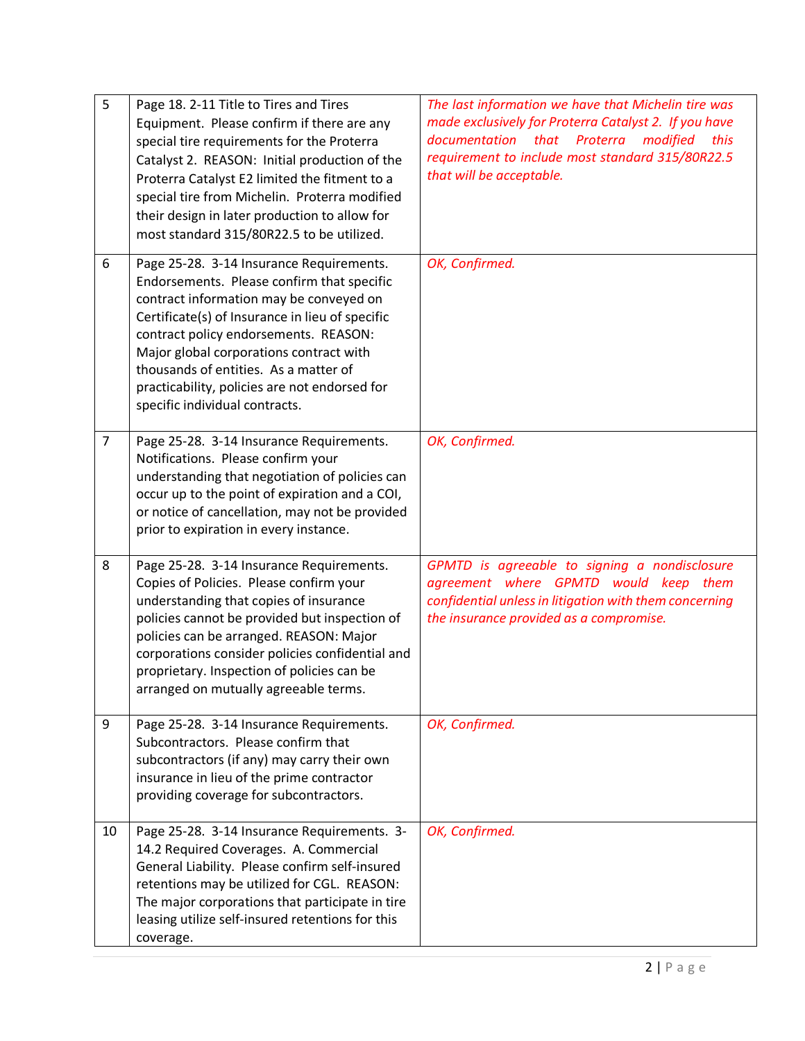| 5 | Page 18. 2-11 Title to Tires and Tires Equipment. Please confirm if there are any special tire requirements for the Proterra Catalyst 2. REASON: Initial production of the Proterra Catalyst E2 limited the fitment to a special tire from Michelin. Proterra modified their design in later production to allow for most standard 315/80R22.5 to be utilized. | *The last information we have that Michelin tire was made exclusively for Proterra Catalyst 2. If you have documentation that Proterra modified this requirement to include most standard 315/80R22.5 that will be acceptable.* |
|---|---|---|
| 6 | Page 25-28. 3-14 Insurance Requirements. Endorsements. Please confirm that specific contract information may be conveyed on Certificate(s) of Insurance in lieu of specific contract policy endorsements. REASON: Major global corporations contract with thousands of entities. As a matter of practicability, policies are not endorsed for specific individual contracts. | *OK, Confirmed.* |
| 7 | Page 25-28. 3-14 Insurance Requirements. Notifications. Please confirm your understanding that negotiation of policies can occur up to the point of expiration and a COI, or notice of cancellation, may not be provided prior to expiration in every instance. | *OK, Confirmed.* |
| 8 | Page 25-28. 3-14 Insurance Requirements. Copies of Policies. Please confirm your understanding that copies of insurance policies cannot be provided but inspection of policies can be arranged. REASON: Major corporations consider policies confidential and proprietary. Inspection of policies can be arranged on mutually agreeable terms. | *GPMTD is agreeable to signing a nondisclosure agreement where GPMTD would keep them confidential unless in litigation with them concerning the insurance provided as a compromise.* |
| 9 | Page 25-28. 3-14 Insurance Requirements. Subcontractors. Please confirm that subcontractors (if any) may carry their own insurance in lieu of the prime contractor providing coverage for subcontractors. | *OK, Confirmed.* |
| 10 | Page 25-28. 3-14 Insurance Requirements. 3-14.2 Required Coverages. A. Commercial General Liability. Please confirm self-insured retentions may be utilized for CGL. REASON: The major corporations that participate in tire leasing utilize self-insured retentions for this coverage. | *OK, Confirmed.* |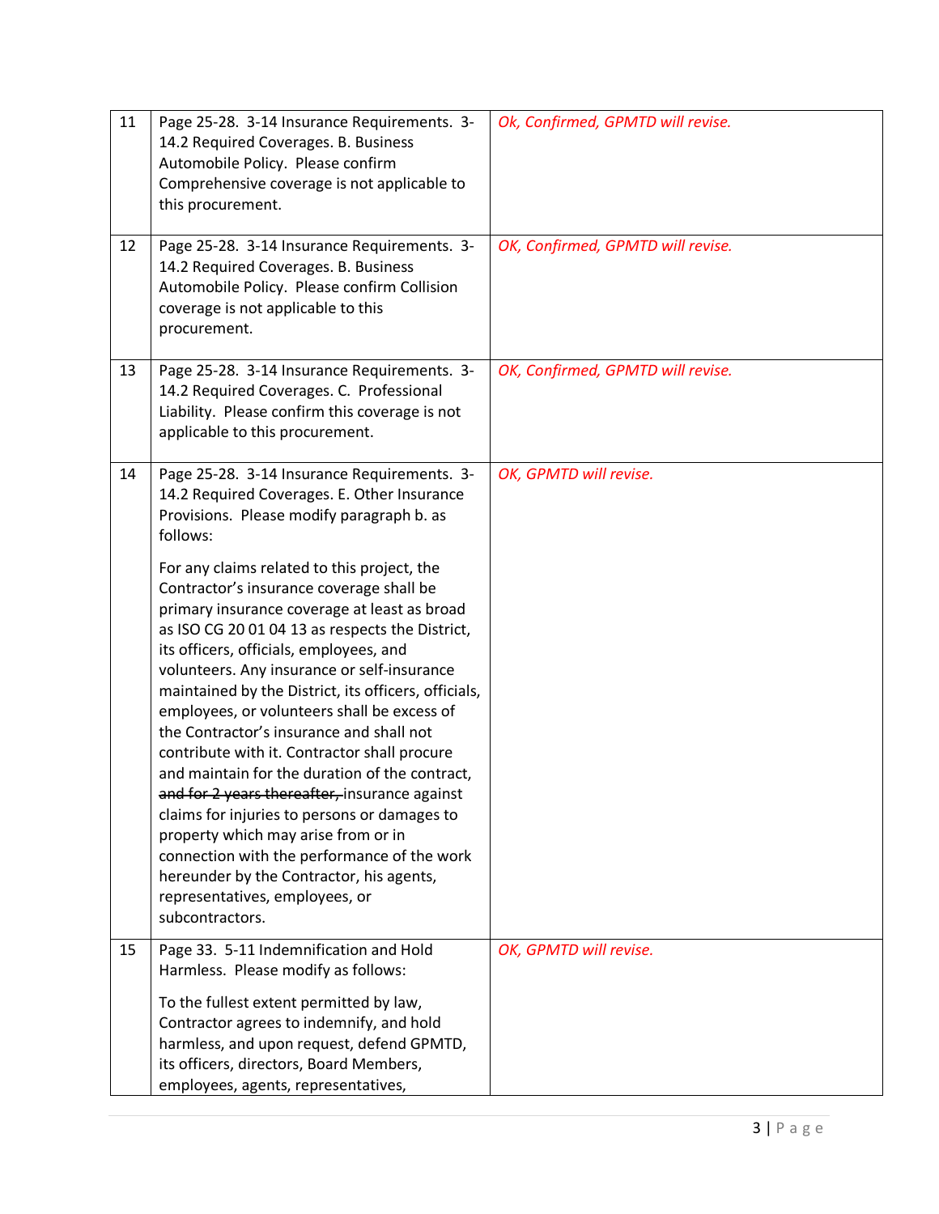| | | |
|---|---|---|
| 11 | Page 25-28. 3-14 Insurance Requirements. 3-14.2 Required Coverages. B. Business Automobile Policy. Please confirm Comprehensive coverage is not applicable to this procurement. | *Ok, Confirmed, GPMTD will revise.* |
| 12 | Page 25-28. 3-14 Insurance Requirements. 3-14.2 Required Coverages. B. Business Automobile Policy. Please confirm Collision coverage is not applicable to this procurement. | *OK, Confirmed, GPMTD will revise.* |
| 13 | Page 25-28. 3-14 Insurance Requirements. 3-14.2 Required Coverages. C. Professional Liability. Please confirm this coverage is not applicable to this procurement. | *OK, Confirmed, GPMTD will revise.* |
| 14 | Page 25-28. 3-14 Insurance Requirements. 3-14.2 Required Coverages. E. Other Insurance Provisions. Please modify paragraph b. as follows:<br><br>For any claims related to this project, the Contractor's insurance coverage shall be primary insurance coverage at least as broad as ISO CG 20 01 04 13 as respects the District, its officers, officials, employees, and volunteers. Any insurance or self-insurance maintained by the District, its officers, officials, employees, or volunteers shall be excess of the Contractor's insurance and shall not contribute with it. Contractor shall procure and maintain for the duration of the contract, ~~and for 2 years thereafter,~~ insurance against claims for injuries to persons or damages to property which may arise from or in connection with the performance of the work hereunder by the Contractor, his agents, representatives, employees, or subcontractors. | *OK, GPMTD will revise.* |
| 15 | Page 33. 5-11 Indemnification and Hold Harmless. Please modify as follows:<br><br>To the fullest extent permitted by law, Contractor agrees to indemnify, and hold harmless, and upon request, defend GPMTD, its officers, directors, Board Members, employees, agents, representatives, | *OK, GPMTD will revise.* |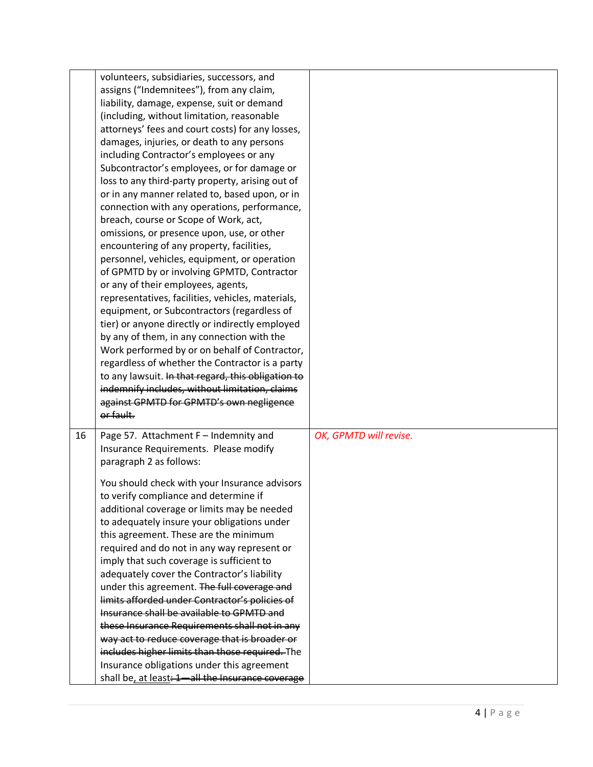| | | |
|---|---|---|
| | volunteers, subsidiaries, successors, and assigns ("Indemnitees"), from any claim, liability, damage, expense, suit or demand (including, without limitation, reasonable attorneys' fees and court costs) for any losses, damages, injuries, or death to any persons including Contractor's employees or any Subcontractor's employees, or for damage or loss to any third-party property, arising out of or in any manner related to, based upon, or in connection with any operations, performance, breach, course or Scope of Work, act, omissions, or presence upon, use, or other encountering of any property, facilities, personnel, vehicles, equipment, or operation of GPMTD by or involving GPMTD, Contractor or any of their employees, agents, representatives, facilities, vehicles, materials, equipment, or Subcontractors (regardless of tier) or anyone directly or indirectly employed by any of them, in any connection with the Work performed by or on behalf of Contractor, regardless of whether the Contractor is a party to any lawsuit. ~~In that regard, this obligation to indemnify includes, without limitation, claims against GPMTD for GPMTD's own negligence or fault.~~ | |
| 16 | Page 57. Attachment F – Indemnity and Insurance Requirements. Please modify paragraph 2 as follows:<br><br>You should check with your Insurance advisors to verify compliance and determine if additional coverage or limits may be needed to adequately insure your obligations under this agreement. These are the minimum required and do not in any way represent or imply that such coverage is sufficient to adequately cover the Contractor's liability under this agreement. ~~The full coverage and limits afforded under Contractor's policies of Insurance shall be available to GPMTD and these Insurance Requirements shall not in any way act to reduce coverage that is broader or includes higher limits than those required.~~ The Insurance obligations under this agreement shall be, at least~~: 1—all the Insurance coverage~~ | *OK, GPMTD will revise.* |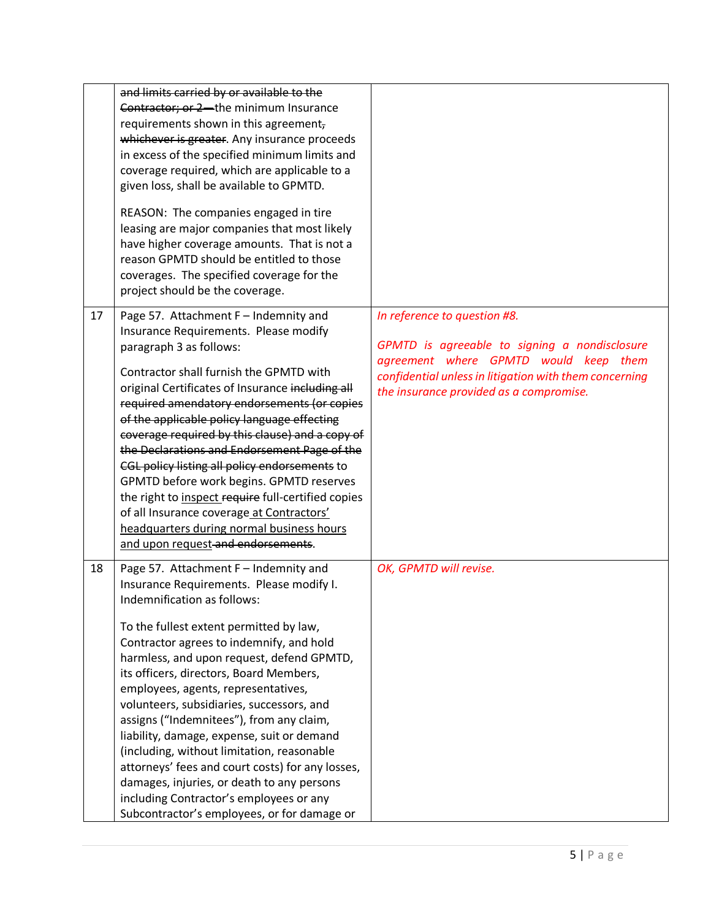| | | |
|---|---|---|
| | ~~and limits carried by or available to the Contractor; or 2—~~the minimum Insurance requirements shown in this agreement~~, whichever is greater~~. Any insurance proceeds in excess of the specified minimum limits and coverage required, which are applicable to a given loss, shall be available to GPMTD.<br><br>REASON: The companies engaged in tire leasing are major companies that most likely have higher coverage amounts. That is not a reason GPMTD should be entitled to those coverages. The specified coverage for the project should be the coverage. | |
| 17 | Page 57. Attachment F – Indemnity and Insurance Requirements. Please modify paragraph 3 as follows:<br><br>Contractor shall furnish the GPMTD with original Certificates of Insurance ~~including all required amendatory endorsements (or copies of the applicable policy language effecting coverage required by this clause) and a copy of the Declarations and Endorsement Page of the CGL policy listing all policy endorsements~~ to GPMTD before work begins. GPMTD reserves the right to <u>inspect</u> ~~require~~ full-certified copies of all Insurance coverage <u>at Contractors' headquarters during normal business hours and upon request</u> ~~and endorsements~~. | *In reference to question #8.*<br><br>*GPMTD is agreeable to signing a nondisclosure agreement where GPMTD would keep them confidential unless in litigation with them concerning the insurance provided as a compromise.* |
| 18 | Page 57. Attachment F – Indemnity and Insurance Requirements. Please modify I. Indemnification as follows:<br><br>To the fullest extent permitted by law, Contractor agrees to indemnify, and hold harmless, and upon request, defend GPMTD, its officers, directors, Board Members, employees, agents, representatives, volunteers, subsidiaries, successors, and assigns ("Indemnitees"), from any claim, liability, damage, expense, suit or demand (including, without limitation, reasonable attorneys' fees and court costs) for any losses, damages, injuries, or death to any persons including Contractor's employees or any Subcontractor's employees, or for damage or | *OK, GPMTD will revise.* |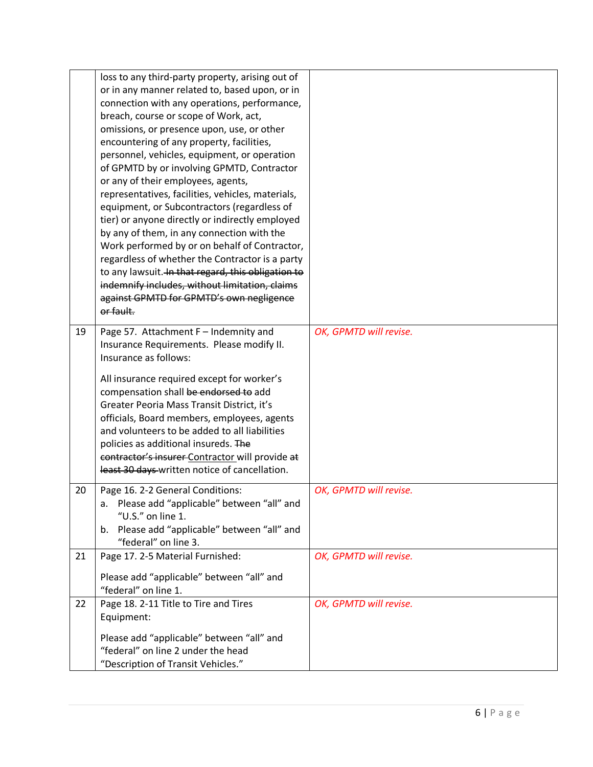| | | |
|---|---|---|
| | loss to any third-party property, arising out of or in any manner related to, based upon, or in connection with any operations, performance, breach, course or scope of Work, act, omissions, or presence upon, use, or other encountering of any property, facilities, personnel, vehicles, equipment, or operation of GPMTD by or involving GPMTD, Contractor or any of their employees, agents, representatives, facilities, vehicles, materials, equipment, or Subcontractors (regardless of tier) or anyone directly or indirectly employed by any of them, in any connection with the Work performed by or on behalf of Contractor, regardless of whether the Contractor is a party to any lawsuit. ~~In that regard, this obligation to indemnify includes, without limitation, claims against GPMTD for GPMTD's own negligence or fault.~~ | |
| 19 | Page 57. Attachment F – Indemnity and Insurance Requirements. Please modify II. Insurance as follows:<br><br>All insurance required except for worker's compensation shall ~~be endorsed to~~ add Greater Peoria Mass Transit District, it's officials, Board members, employees, agents and volunteers to be added to all liabilities policies as additional insureds. ~~The contractor's insurer~~ <u>Contractor</u> will provide ~~at least 30 days~~ written notice of cancellation. | *OK, GPMTD will revise.* |
| 20 | Page 16. 2-2 General Conditions:<br>a. Please add "applicable" between "all" and "U.S." on line 1.<br>b. Please add "applicable" between "all" and "federal" on line 3. | *OK, GPMTD will revise.* |
| 21 | Page 17. 2-5 Material Furnished:<br><br>Please add "applicable" between "all" and "federal" on line 1. | *OK, GPMTD will revise.* |
| 22 | Page 18. 2-11 Title to Tire and Tires Equipment:<br><br>Please add "applicable" between "all" and "federal" on line 2 under the head "Description of Transit Vehicles." | *OK, GPMTD will revise.* |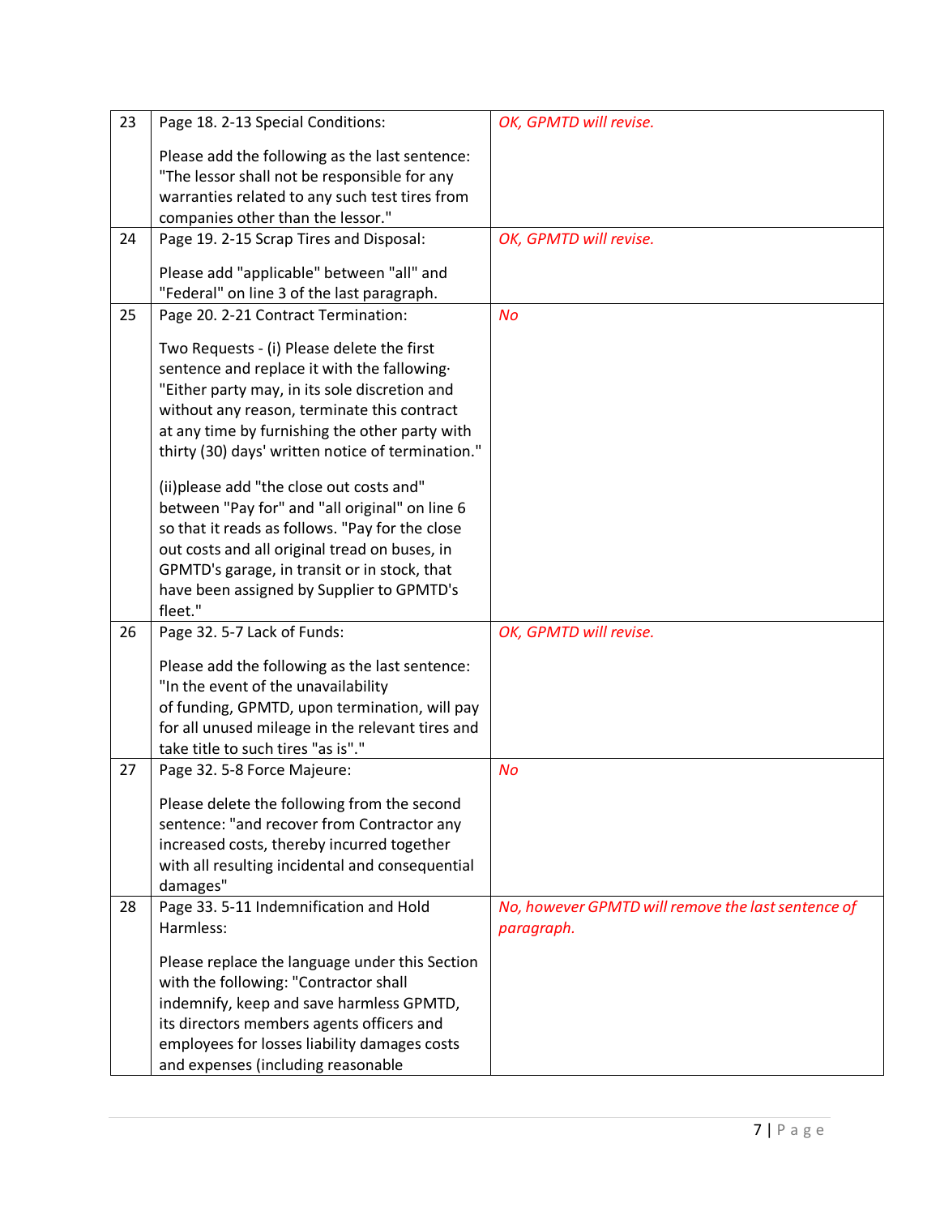| | | |
|---|---|---|
| 23 | Page 18. 2-13 Special Conditions:<br><br>Please add the following as the last sentence: "The lessor shall not be responsible for any warranties related to any such test tires from companies other than the lessor." | *OK, GPMTD will revise.* |
| 24 | Page 19. 2-15 Scrap Tires and Disposal:<br><br>Please add "applicable" between "all" and "Federal" on line 3 of the last paragraph. | *OK, GPMTD will revise.* |
| 25 | Page 20. 2-21 Contract Termination:<br><br>Two Requests - (i) Please delete the first sentence and replace it with the fallowing· "Either party may, in its sole discretion and without any reason, terminate this contract at any time by furnishing the other party with thirty (30) days' written notice of termination."<br><br>(ii)please add "the close out costs and" between "Pay for" and "all original" on line 6 so that it reads as follows. "Pay for the close out costs and all original tread on buses, in GPMTD's garage, in transit or in stock, that have been assigned by Supplier to GPMTD's fleet." | *No* |
| 26 | Page 32. 5-7 Lack of Funds:<br><br>Please add the following as the last sentence: "In the event of the unavailability of funding, GPMTD, upon termination, will pay for all unused mileage in the relevant tires and take title to such tires "as is"." | *OK, GPMTD will revise.* |
| 27 | Page 32. 5-8 Force Majeure:<br><br>Please delete the following from the second sentence: "and recover from Contractor any increased costs, thereby incurred together with all resulting incidental and consequential damages" | *No* |
| 28 | Page 33. 5-11 Indemnification and Hold Harmless:<br><br>Please replace the language under this Section with the following: "Contractor shall indemnify, keep and save harmless GPMTD, its directors members agents officers and employees for losses liability damages costs and expenses (including reasonable | *No, however GPMTD will remove the last sentence of paragraph.* |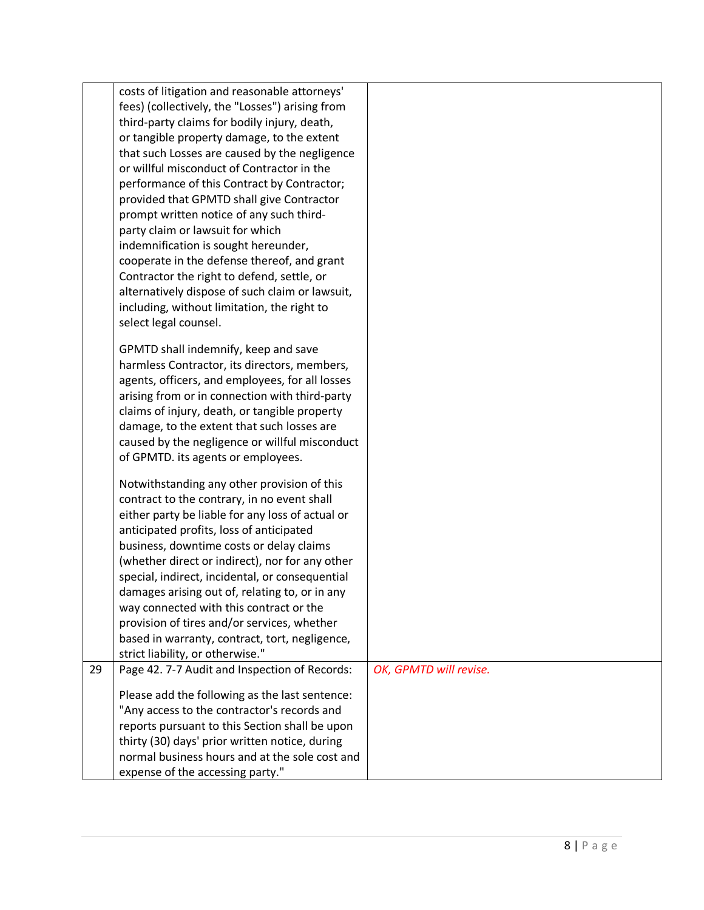| | | |
|---|---|---|
| | costs of litigation and reasonable attorneys' fees) (collectively, the "Losses") arising from third-party claims for bodily injury, death, or tangible property damage, to the extent that such Losses are caused by the negligence or willful misconduct of Contractor in the performance of this Contract by Contractor; provided that GPMTD shall give Contractor prompt written notice of any such third-party claim or lawsuit for which indemnification is sought hereunder, cooperate in the defense thereof, and grant Contractor the right to defend, settle, or alternatively dispose of such claim or lawsuit, including, without limitation, the right to select legal counsel.<br><br>GPMTD shall indemnify, keep and save harmless Contractor, its directors, members, agents, officers, and employees, for all losses arising from or in connection with third-party claims of injury, death, or tangible property damage, to the extent that such losses are caused by the negligence or willful misconduct of GPMTD. its agents or employees.<br><br>Notwithstanding any other provision of this contract to the contrary, in no event shall either party be liable for any loss of actual or anticipated profits, loss of anticipated business, downtime costs or delay claims (whether direct or indirect), nor for any other special, indirect, incidental, or consequential damages arising out of, relating to, or in any way connected with this contract or the provision of tires and/or services, whether based in warranty, contract, tort, negligence, strict liability, or otherwise." | |
| 29 | Page 42. 7-7 Audit and Inspection of Records:<br><br>Please add the following as the last sentence: "Any access to the contractor's records and reports pursuant to this Section shall be upon thirty (30) days' prior written notice, during normal business hours and at the sole cost and expense of the accessing party." | *OK, GPMTD will revise.* |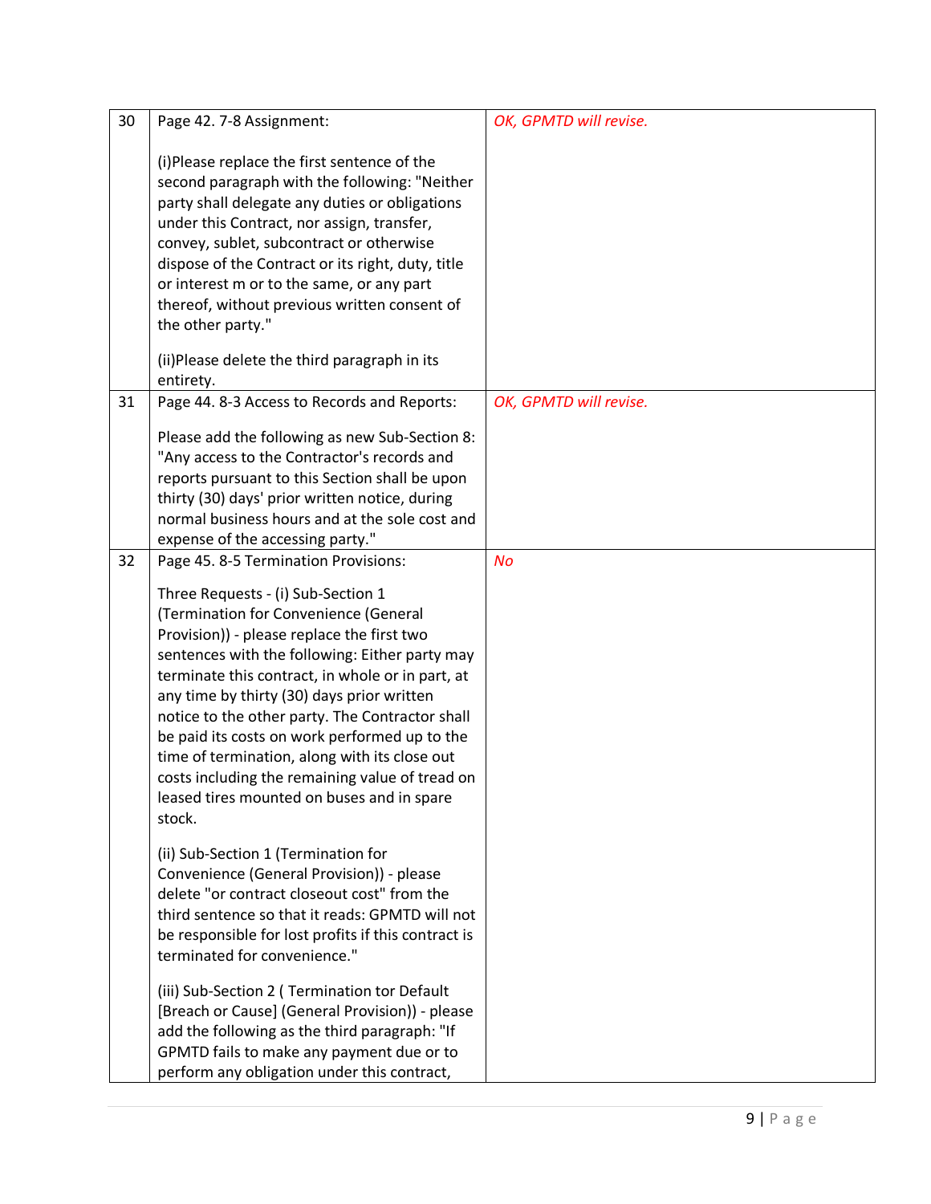| | | |
|---|---|---|
| 30 | Page 42. 7-8 Assignment:<br><br>(i)Please replace the first sentence of the second paragraph with the following: "Neither party shall delegate any duties or obligations under this Contract, nor assign, transfer, convey, sublet, subcontract or otherwise dispose of the Contract or its right, duty, title or interest m or to the same, or any part thereof, without previous written consent of the other party."<br><br>(ii)Please delete the third paragraph in its entirety. | *OK, GPMTD will revise.* |
| 31 | Page 44. 8-3 Access to Records and Reports:<br><br>Please add the following as new Sub-Section 8: "Any access to the Contractor's records and reports pursuant to this Section shall be upon thirty (30) days' prior written notice, during normal business hours and at the sole cost and expense of the accessing party." | *OK, GPMTD will revise.* |
| 32 | Page 45. 8-5 Termination Provisions:<br><br>Three Requests - (i) Sub-Section 1 (Termination for Convenience (General Provision)) - please replace the first two sentences with the following: Either party may terminate this contract, in whole or in part, at any time by thirty (30) days prior written notice to the other party. The Contractor shall be paid its costs on work performed up to the time of termination, along with its close out costs including the remaining value of tread on leased tires mounted on buses and in spare stock.<br><br>(ii) Sub-Section 1 (Termination for Convenience (General Provision)) - please delete "or contract closeout cost" from the third sentence so that it reads: GPMTD will not be responsible for lost profits if this contract is terminated for convenience."<br><br>(iii) Sub-Section 2 ( Termination tor Default [Breach or Cause] (General Provision)) - please add the following as the third paragraph: "If GPMTD fails to make any payment due or to perform any obligation under this contract, | *No* |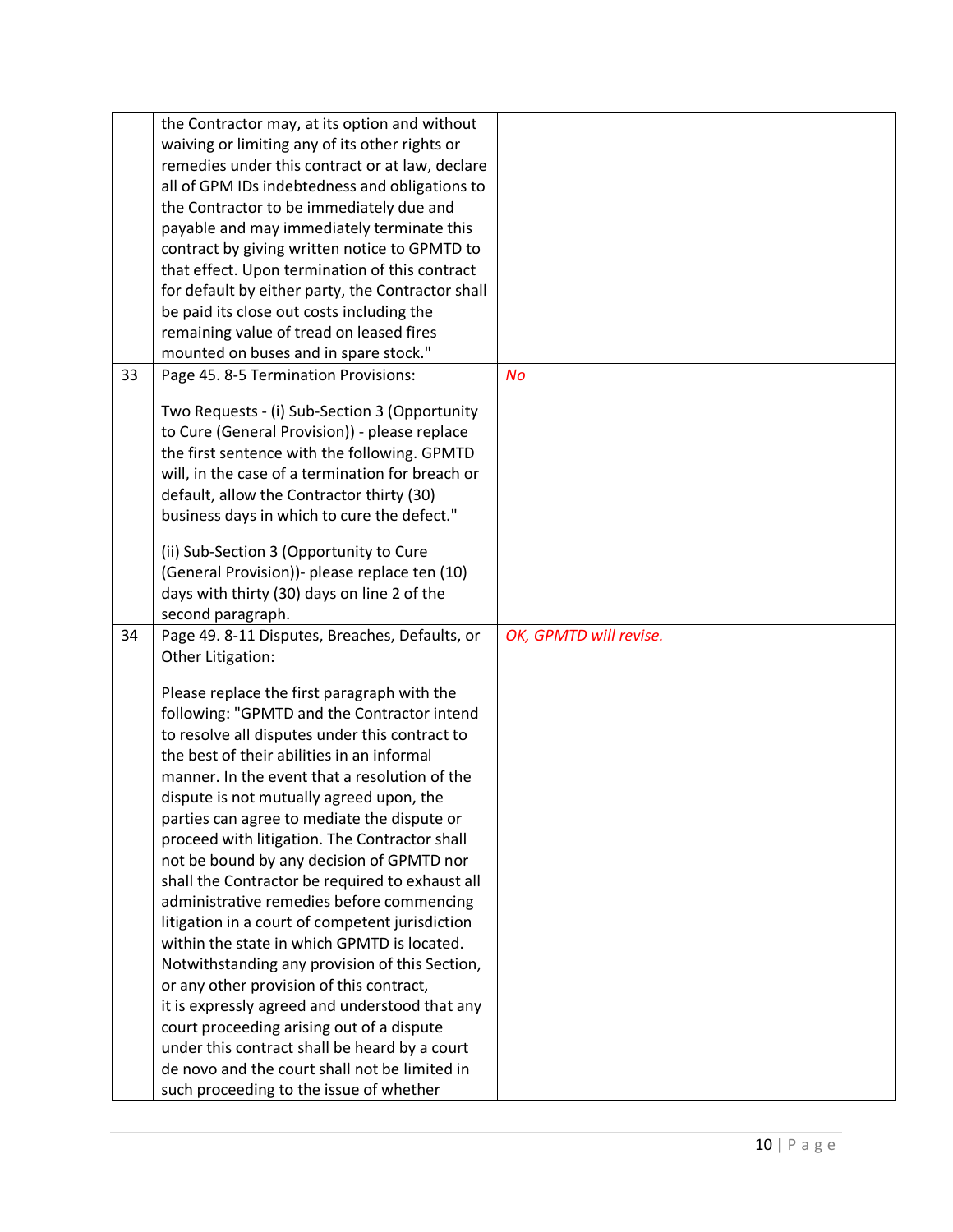| | | |
|---|---|---|
| | the Contractor may, at its option and without waiving or limiting any of its other rights or remedies under this contract or at law, declare all of GPM IDs indebtedness and obligations to the Contractor to be immediately due and payable and may immediately terminate this contract by giving written notice to GPMTD to that effect. Upon termination of this contract for default by either party, the Contractor shall be paid its close out costs including the remaining value of tread on leased fires mounted on buses and in spare stock." | |
| 33 | Page 45. 8-5 Termination Provisions:<br><br>Two Requests - (i) Sub-Section 3 (Opportunity to Cure (General Provision)) - please replace the first sentence with the following. GPMTD will, in the case of a termination for breach or default, allow the Contractor thirty (30) business days in which to cure the defect."<br><br>(ii) Sub-Section 3 (Opportunity to Cure (General Provision))- please replace ten (10) days with thirty (30) days on line 2 of the second paragraph. | *No* |
| 34 | Page 49. 8-11 Disputes, Breaches, Defaults, or Other Litigation:<br><br>Please replace the first paragraph with the following: "GPMTD and the Contractor intend to resolve all disputes under this contract to the best of their abilities in an informal manner. In the event that a resolution of the dispute is not mutually agreed upon, the parties can agree to mediate the dispute or proceed with litigation. The Contractor shall not be bound by any decision of GPMTD nor shall the Contractor be required to exhaust all administrative remedies before commencing litigation in a court of competent jurisdiction within the state in which GPMTD is located. Notwithstanding any provision of this Section, or any other provision of this contract, it is expressly agreed and understood that any court proceeding arising out of a dispute under this contract shall be heard by a court de novo and the court shall not be limited in such proceeding to the issue of whether | *OK, GPMTD will revise.* |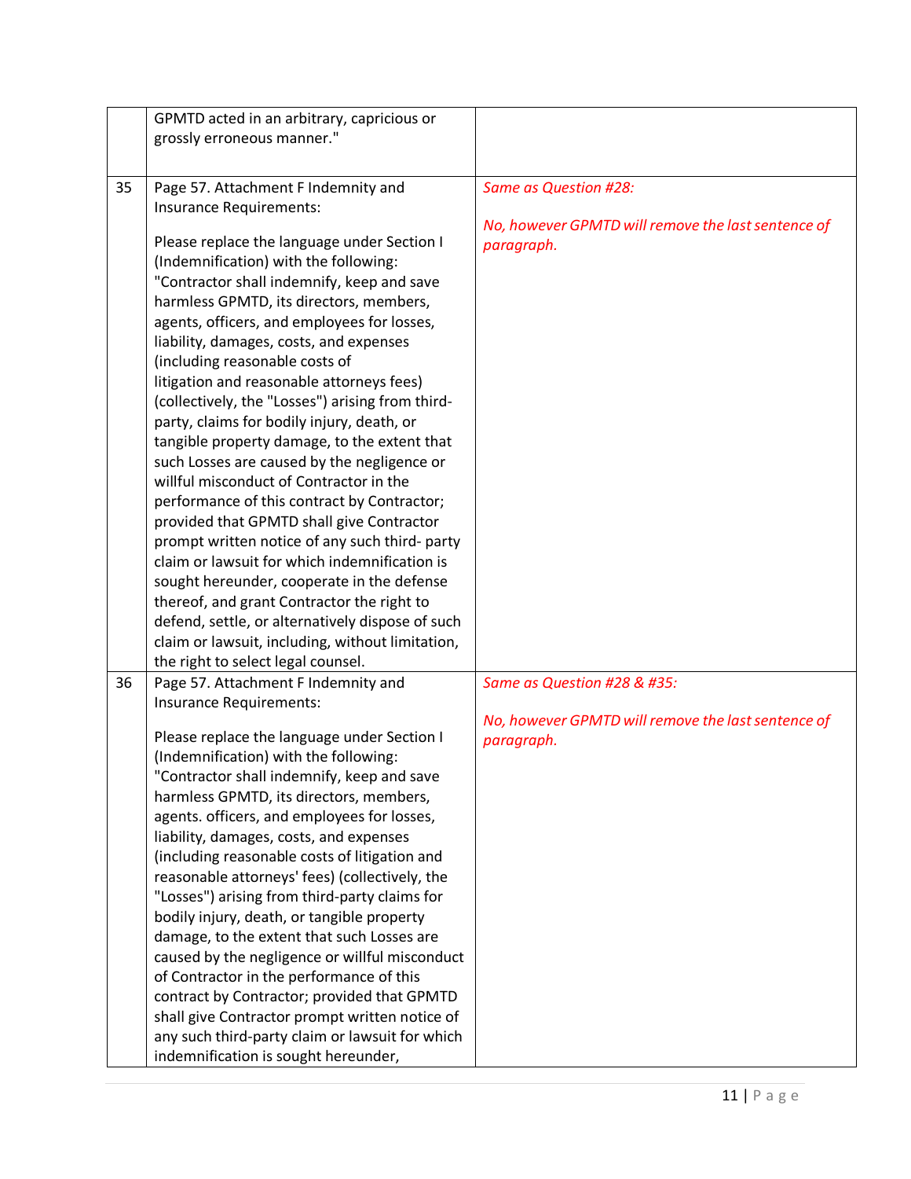| | | |
|---|---|---|
| | GPMTD acted in an arbitrary, capricious or grossly erroneous manner." | |
| 35 | Page 57. Attachment F Indemnity and Insurance Requirements:<br><br>Please replace the language under Section I (Indemnification) with the following: "Contractor shall indemnify, keep and save harmless GPMTD, its directors, members, agents, officers, and employees for losses, liability, damages, costs, and expenses (including reasonable costs of litigation and reasonable attorneys fees) (collectively, the "Losses") arising from third-party, claims for bodily injury, death, or tangible property damage, to the extent that such Losses are caused by the negligence or willful misconduct of Contractor in the performance of this contract by Contractor; provided that GPMTD shall give Contractor prompt written notice of any such third- party claim or lawsuit for which indemnification is sought hereunder, cooperate in the defense thereof, and grant Contractor the right to defend, settle, or alternatively dispose of such claim or lawsuit, including, without limitation, the right to select legal counsel. | *Same as Question #28:*<br><br>*No, however GPMTD will remove the last sentence of paragraph.* |
| 36 | Page 57. Attachment F Indemnity and Insurance Requirements:<br><br>Please replace the language under Section I (Indemnification) with the following: "Contractor shall indemnify, keep and save harmless GPMTD, its directors, members, agents. officers, and employees for losses, liability, damages, costs, and expenses (including reasonable costs of litigation and reasonable attorneys' fees) (collectively, the "Losses") arising from third-party claims for bodily injury, death, or tangible property damage, to the extent that such Losses are caused by the negligence or willful misconduct of Contractor in the performance of this contract by Contractor; provided that GPMTD shall give Contractor prompt written notice of any such third-party claim or lawsuit for which indemnification is sought hereunder, | *Same as Question #28 & #35:*<br><br>*No, however GPMTD will remove the last sentence of paragraph.* |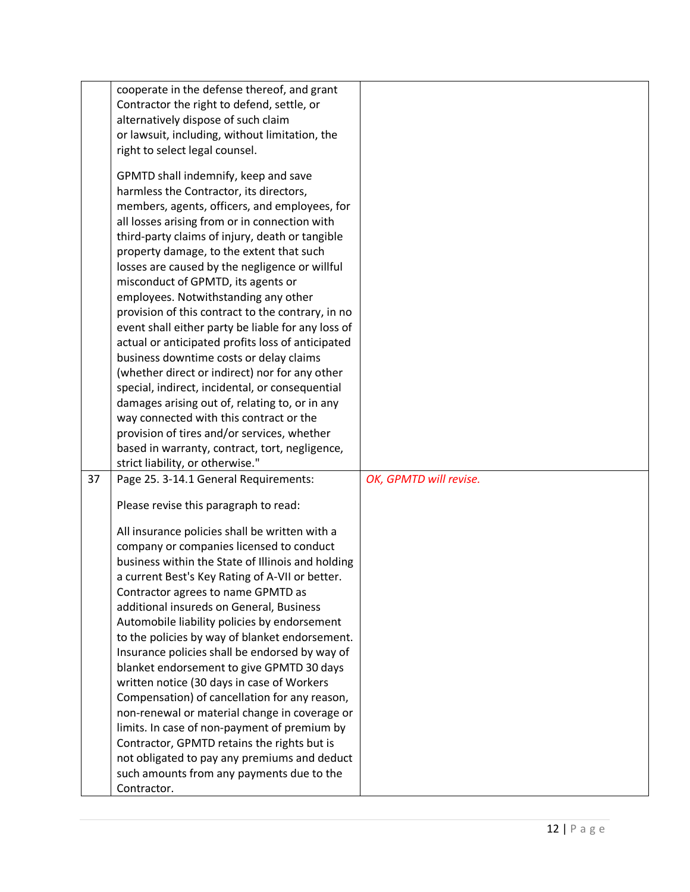| | | |
|---|---|---|
| | cooperate in the defense thereof, and grant Contractor the right to defend, settle, or alternatively dispose of such claim or lawsuit, including, without limitation, the right to select legal counsel.<br><br>GPMTD shall indemnify, keep and save harmless the Contractor, its directors, members, agents, officers, and employees, for all losses arising from or in connection with third-party claims of injury, death or tangible property damage, to the extent that such losses are caused by the negligence or willful misconduct of GPMTD, its agents or employees. Notwithstanding any other provision of this contract to the contrary, in no event shall either party be liable for any loss of actual or anticipated profits loss of anticipated business downtime costs or delay claims (whether direct or indirect) nor for any other special, indirect, incidental, or consequential damages arising out of, relating to, or in any way connected with this contract or the provision of tires and/or services, whether based in warranty, contract, tort, negligence, strict liability, or otherwise." | |
| 37 | Page 25. 3-14.1 General Requirements:<br><br>Please revise this paragraph to read:<br><br>All insurance policies shall be written with a company or companies licensed to conduct business within the State of Illinois and holding a current Best's Key Rating of A-VII or better. Contractor agrees to name GPMTD as additional insureds on General, Business Automobile liability policies by endorsement to the policies by way of blanket endorsement. Insurance policies shall be endorsed by way of blanket endorsement to give GPMTD 30 days written notice (30 days in case of Workers Compensation) of cancellation for any reason, non-renewal or material change in coverage or limits. In case of non-payment of premium by Contractor, GPMTD retains the rights but is not obligated to pay any premiums and deduct such amounts from any payments due to the Contractor. | *OK, GPMTD will revise.* |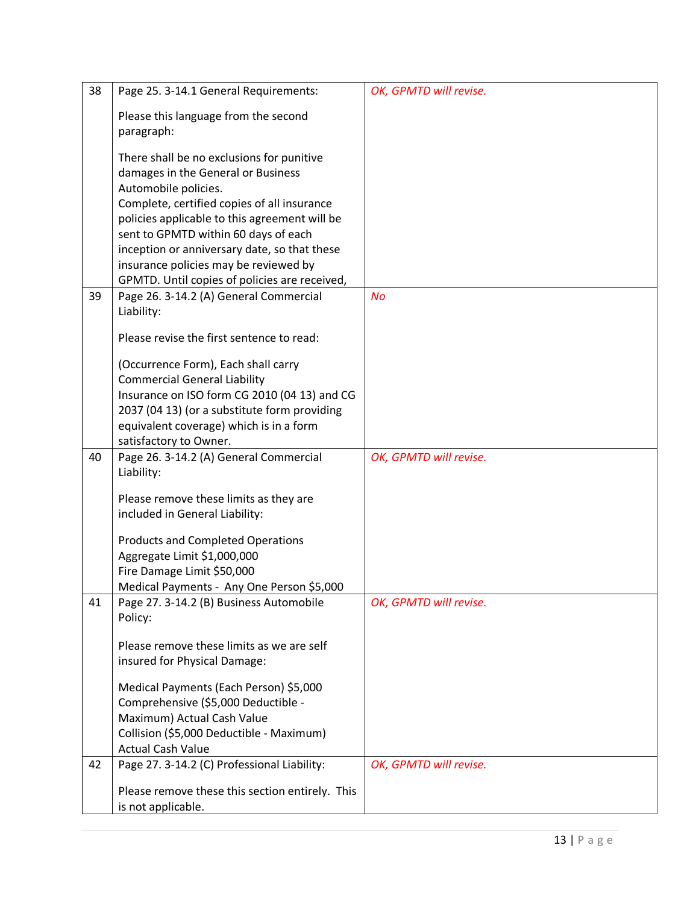| | | |
|---|---|---|
| 38 | Page 25. 3-14.1 General Requirements:<br><br>Please this language from the second paragraph:<br><br>There shall be no exclusions for punitive damages in the General or Business Automobile policies.<br>Complete, certified copies of all insurance policies applicable to this agreement will be sent to GPMTD within 60 days of each inception or anniversary date, so that these insurance policies may be reviewed by GPMTD. Until copies of policies are received, | *OK, GPMTD will revise.* |
| 39 | Page 26. 3-14.2 (A) General Commercial Liability:<br><br>Please revise the first sentence to read:<br><br>(Occurrence Form), Each shall carry Commercial General Liability Insurance on ISO form CG 2010 (04 13) and CG 2037 (04 13) (or a substitute form providing equivalent coverage) which is in a form satisfactory to Owner. | *No* |
| 40 | Page 26. 3-14.2 (A) General Commercial Liability:<br><br>Please remove these limits as they are included in General Liability:<br><br>Products and Completed Operations Aggregate Limit $1,000,000<br>Fire Damage Limit $50,000<br>Medical Payments - Any One Person $5,000 | *OK, GPMTD will revise.* |
| 41 | Page 27. 3-14.2 (B) Business Automobile Policy:<br><br>Please remove these limits as we are self insured for Physical Damage:<br><br>Medical Payments (Each Person) $5,000<br>Comprehensive ($5,000 Deductible - Maximum) Actual Cash Value<br>Collision ($5,000 Deductible - Maximum) Actual Cash Value | *OK, GPMTD will revise.* |
| 42 | Page 27. 3-14.2 (C) Professional Liability:<br><br>Please remove these this section entirely. This is not applicable. | *OK, GPMTD will revise.* |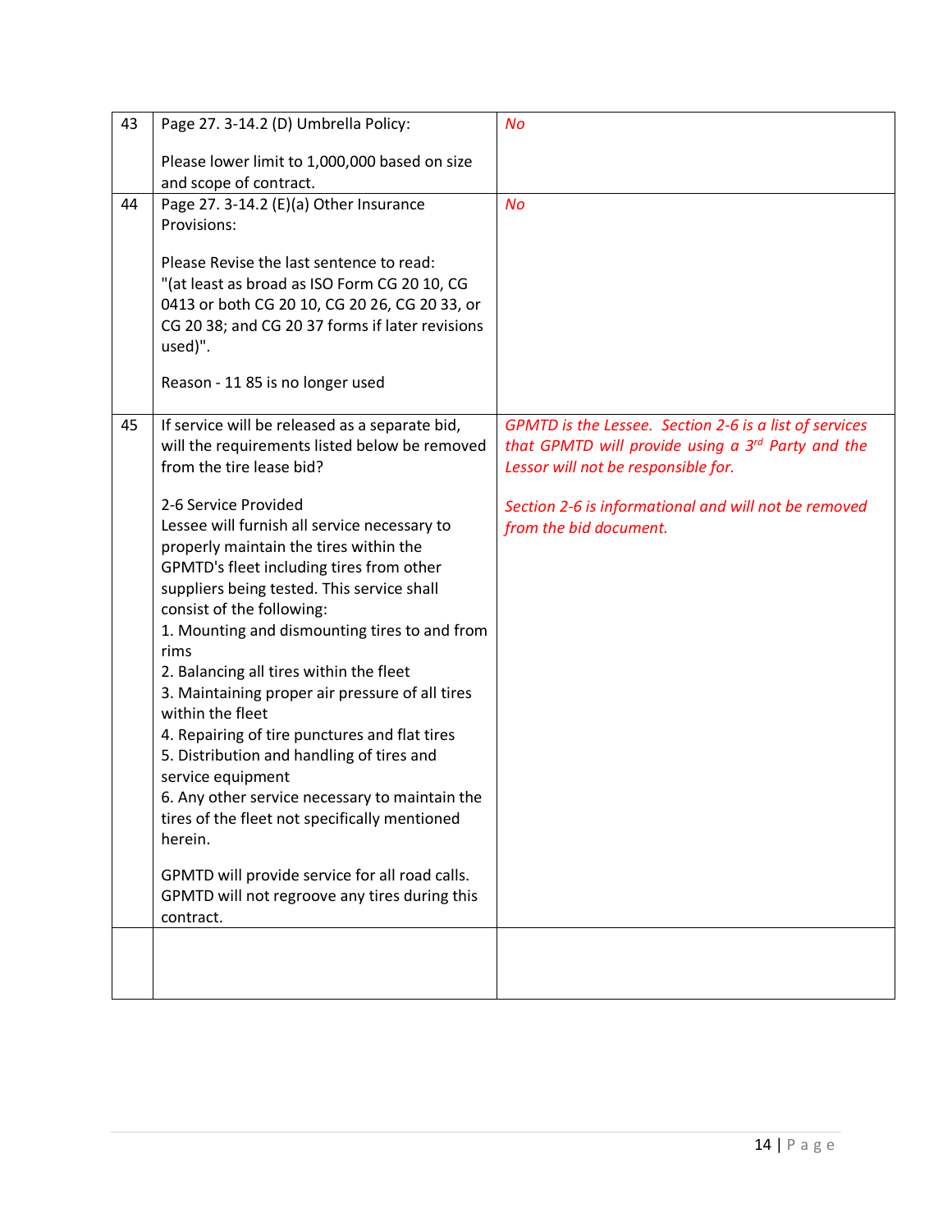| | | |
|---|---|---|
| 43 | Page 27. 3-14.2 (D) Umbrella Policy:<br><br>Please lower limit to 1,000,000 based on size and scope of contract. | *No* |
| 44 | Page 27. 3-14.2 (E)(a) Other Insurance Provisions:<br><br>Please Revise the last sentence to read: "(at least as broad as ISO Form CG 20 10, CG 0413 or both CG 20 10, CG 20 26, CG 20 33, or CG 20 38; and CG 20 37 forms if later revisions used)".<br><br>Reason - 11 85 is no longer used | *No* |
| 45 | If service will be released as a separate bid, will the requirements listed below be removed from the tire lease bid?<br><br>2-6 Service Provided<br>Lessee will furnish all service necessary to properly maintain the tires within the GPMTD's fleet including tires from other suppliers being tested. This service shall consist of the following:<br>1. Mounting and dismounting tires to and from rims<br>2. Balancing all tires within the fleet<br>3. Maintaining proper air pressure of all tires within the fleet<br>4. Repairing of tire punctures and flat tires<br>5. Distribution and handling of tires and service equipment<br>6. Any other service necessary to maintain the tires of the fleet not specifically mentioned herein.<br><br>GPMTD will provide service for all road calls. GPMTD will not regroove any tires during this contract. | *GPMTD is the Lessee. Section 2-6 is a list of services that GPMTD will provide using a 3rd Party and the Lessor will not be responsible for.*<br><br>*Section 2-6 is informational and will not be removed from the bid document.* |
| | | |